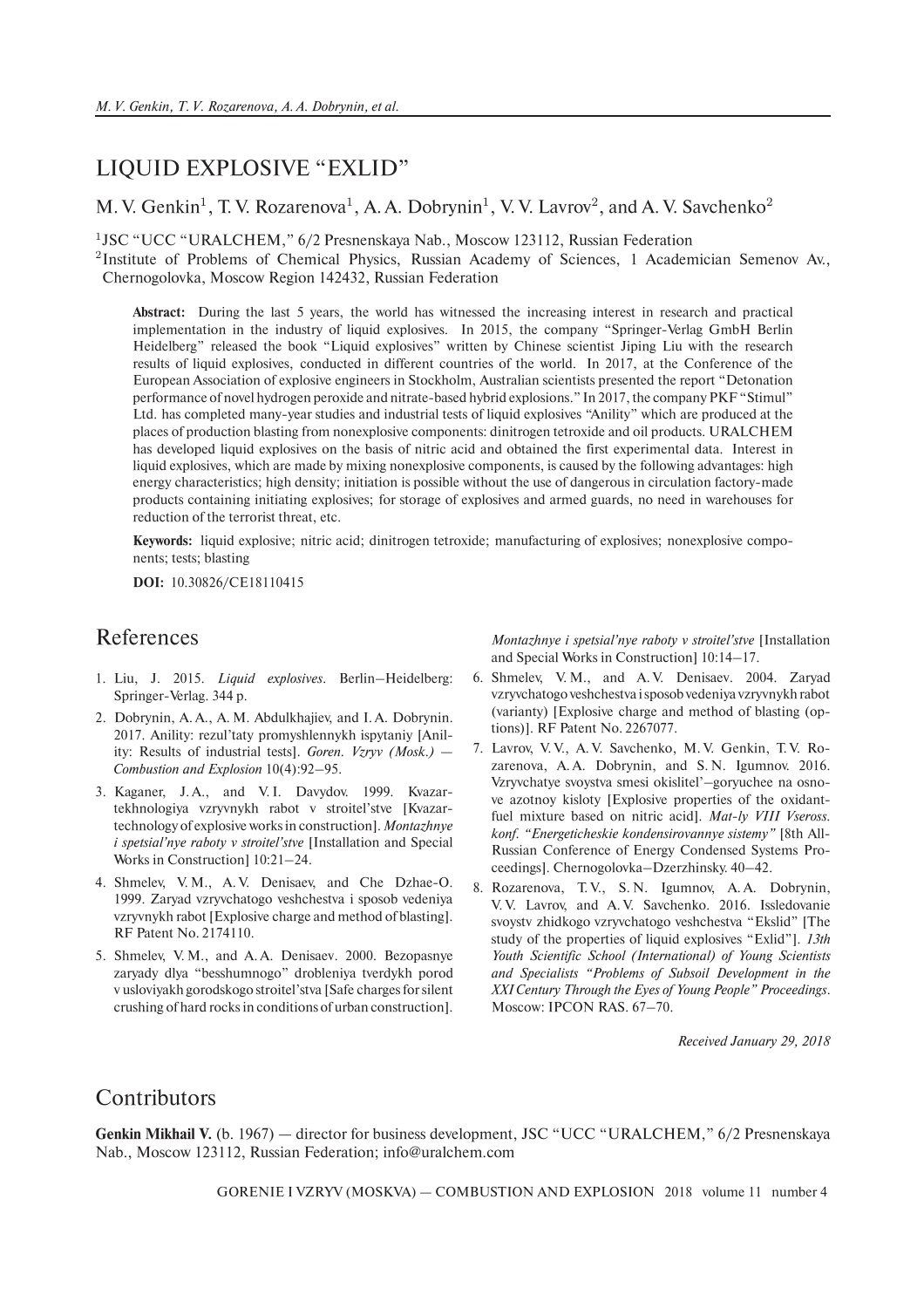# LIQUID EXPLOSIVE "EXLID"

M. V. Genkin[1], T. V. Rozarenova[1], A. A. Dobrynin[1], V. V. Lavrov[2], and A. V. Savchenko[2]

[1]JSC "UCC "URALCHEM," 6/2 Presnenskaya Nab., Moscow 123112, Russian Federation

[2]Institute of Problems of Chemical Physics, Russian Academy of Sciences, 1 Academician Semenov Av., Chernogolovka, Moscow Region 142432, Russian Federation

**Abstract:** During the last 5 years, the world has witnessed the increasing interest in research and practical implementation in the industry of liquid explosives. In 2015, the company "Springer-Verlag GmbH Berlin Heidelberg" released the book "Liquid explosives" written by Chinese scientist Jiping Liu with the research results of liquid explosives, conducted in different countries of the world. In 2017, at the Conference of the European Association of explosive engineers in Stockholm, Australian scientists presented the report "Detonation performance of novel hydrogen peroxide and nitrate-based hybrid explosions." In 2017, the company PKF "Stimul" Ltd. has completed many-year studies and industrial tests of liquid explosives "Anility" which are produced at the places of production blasting from nonexplosive components: dinitrogen tetroxide and oil products. URALCHEM has developed liquid explosives on the basis of nitric acid and obtained the first experimental data. Interest in liquid explosives, which are made by mixing nonexplosive components, is caused by the following advantages: high energy characteristics; high density; initiation is possible without the use of dangerous in circulation factory-made products containing initiating explosives; for storage of explosives and armed guards, no need in warehouses for reduction of the terrorist threat, etc.

**Keywords:** liquid explosive; nitric acid; dinitrogen tetroxide; manufacturing of explosives; nonexplosive components; tests; blasting

**DOI:** 10.30826/CE18110415

## References

1. Liu, J. 2015. *Liquid explosives*. Berlin–Heidelberg: Springer-Verlag. 344 p.
2. Dobrynin, A. A., A. M. Abdulkhajiev, and I. A. Dobrynin. 2017. Anility: rezul'taty promyshlennykh ispytaniy [Anility: Results of industrial tests]. *Goren. Vzryv (Mosk.) — Combustion and Explosion* 10(4):92–95.
3. Kaganer, J. A., and V. I. Davydov. 1999. Kvazar-tekhnologiya vzryvnykh rabot v stroitel'stve [Kvazar-technology of explosive works in construction]. *Montazhnye i spetsial'nye raboty v stroitel'stve* [Installation and Special Works in Construction] 10:21–24.
4. Shmelev, V. M., A. V. Denisaev, and Che Dzhae-O. 1999. Zaryad vzryvchatogo veshchestva i sposob vedeniya vzryvnykh rabot [Explosive charge and method of blasting]. RF Patent No. 2174110.
5. Shmelev, V. M., and A. A. Denisaev. 2000. Bezopasnye zaryady dlya "besshumnogo" drobleniya tverdykh porod v usloviyakh gorodskogo stroitel'stva [Safe charges for silent crushing of hard rocks in conditions of urban construction]. *Montazhnye i spetsial'nye raboty v stroitel'stve* [Installation and Special Works in Construction] 10:14–17.
6. Shmelev, V. M., and A. V. Denisaev. 2004. Zaryad vzryvchatogo veshchestva i sposob vedeniya vzryvnykh rabot (varianty) [Explosive charge and method of blasting (options)]. RF Patent No. 2267077.
7. Lavrov, V. V., A. V. Savchenko, M. V. Genkin, T. V. Rozarenova, A. A. Dobrynin, and S. N. Igumnov. 2016. Vzryvchatye svoystva smesi okislitel'–goryuchee na osnove azotnoy kisloty [Explosive properties of the oxidant-fuel mixture based on nitric acid]. *Mat-ly VIII Vseross. konf. "Energeticheskie kondensirovannye sistemy"* [8th All-Russian Conference of Energy Condensed Systems Proceedings]. Chernogolovka–Dzerzhinsky. 40–42.
8. Rozarenova, T. V., S. N. Igumnov, A. A. Dobrynin, V. V. Lavrov, and A. V. Savchenko. 2016. Issledovanie svoystv zhidkogo vzryvchatogo veshchestva "Ekslid" [The study of the properties of liquid explosives "Exlid"]. *13th Youth Scientific School (International) of Young Scientists and Specialists "Problems of Subsoil Development in the XXI Century Through the Eyes of Young People" Proceedings*. Moscow: IPCON RAS. 67–70.

*Received January 29, 2018*

## Contributors

**Genkin Mikhail V.** (b. 1967) — director for business development, JSC "UCC "URALCHEM," 6/2 Presnenskaya Nab., Moscow 123112, Russian Federation; info@uralchem.com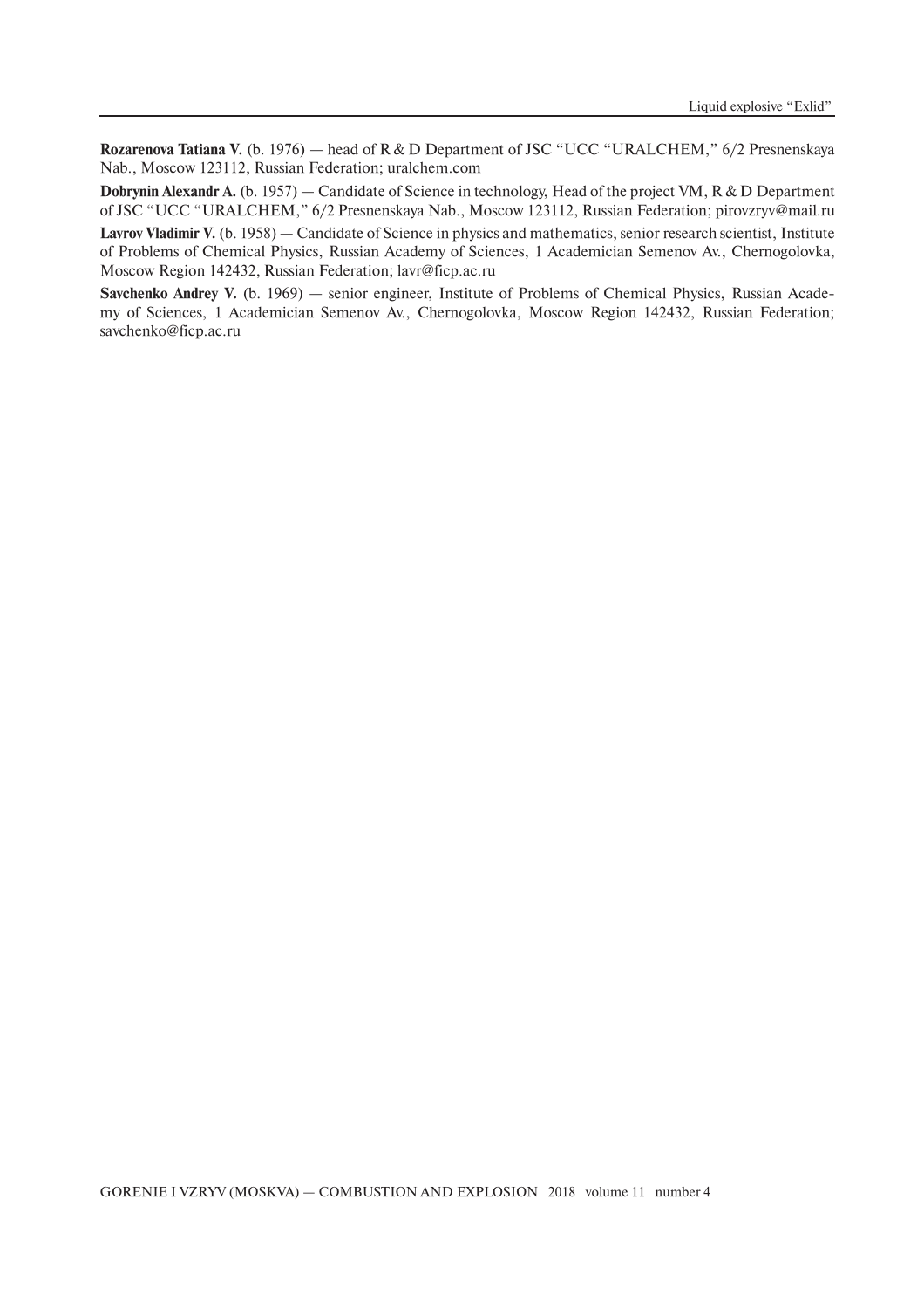**Rozarenova Tatiana V.** (b. 1976) — head of R & D Department of JSC "UCC "URALCHEM," 6/2 Presnenskaya Nab., Moscow 123112, Russian Federation; uralchem.com

**Dobrynin Alexandr A.** (b. 1957) — Candidate of Science in technology, Head of the project VM, R & D Department of JSC "UCC "URALCHEM," 6/2 Presnenskaya Nab., Moscow 123112, Russian Federation; pirovzryv@mail.ru

**Lavrov Vladimir V.** (b. 1958) — Candidate of Science in physics and mathematics, senior research scientist, Institute of Problems of Chemical Physics, Russian Academy of Sciences, 1 Academician Semenov Av., Chernogolovka, Moscow Region 142432, Russian Federation; lavr@ficp.ac.ru

**Savchenko Andrey V.** (b. 1969) — senior engineer, Institute of Problems of Chemical Physics, Russian Academy of Sciences, 1 Academician Semenov Av., Chernogolovka, Moscow Region 142432, Russian Federation; savchenko@ficp.ac.ru